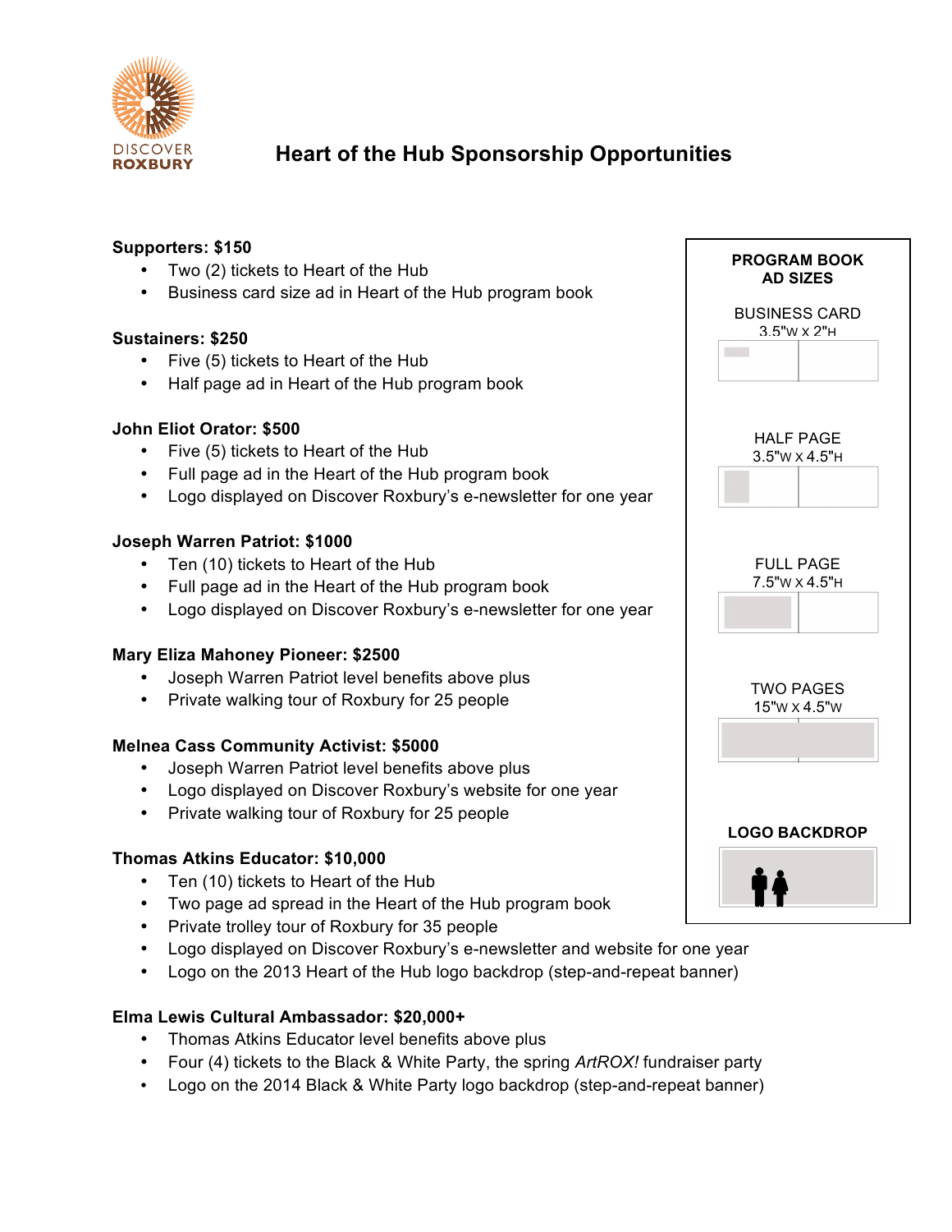DISCOVER
ROXBURY

# Heart of the Hub Sponsorship Opportunities

**Supporters: $150**

- Two (2) tickets to Heart of the Hub
- Business card size ad in Heart of the Hub program book

**Sustainers: $250**

- Five (5) tickets to Heart of the Hub
- Half page ad in Heart of the Hub program book

**John Eliot Orator: $500**

- Five (5) tickets to Heart of the Hub
- Full page ad in the Heart of the Hub program book
- Logo displayed on Discover Roxbury's e-newsletter for one year

**Joseph Warren Patriot: $1000**

- Ten (10) tickets to Heart of the Hub
- Full page ad in the Heart of the Hub program book
- Logo displayed on Discover Roxbury's e-newsletter for one year

**Mary Eliza Mahoney Pioneer: $2500**

- Joseph Warren Patriot level benefits above plus
- Private walking tour of Roxbury for 25 people

**Melnea Cass Community Activist: $5000**

- Joseph Warren Patriot level benefits above plus
- Logo displayed on Discover Roxbury's website for one year
- Private walking tour of Roxbury for 25 people

**Thomas Atkins Educator: $10,000**

- Ten (10) tickets to Heart of the Hub
- Two page ad spread in the Heart of the Hub program book
- Private trolley tour of Roxbury for 35 people
- Logo displayed on Discover Roxbury's e-newsletter and website for one year
- Logo on the 2013 Heart of the Hub logo backdrop (step-and-repeat banner)

**Elma Lewis Cultural Ambassador: $20,000+**

- Thomas Atkins Educator level benefits above plus
- Four (4) tickets to the Black & White Party, the spring *ArtROX!* fundraiser party
- Logo on the 2014 Black & White Party logo backdrop (step-and-repeat banner)

**PROGRAM BOOK AD SIZES**

BUSINESS CARD
3.5"W x 2"H

HALF PAGE
3.5"W x 4.5"H

FULL PAGE
7.5"W x 4.5"H

TWO PAGES
15"W x 4.5"W

**LOGO BACKDROP**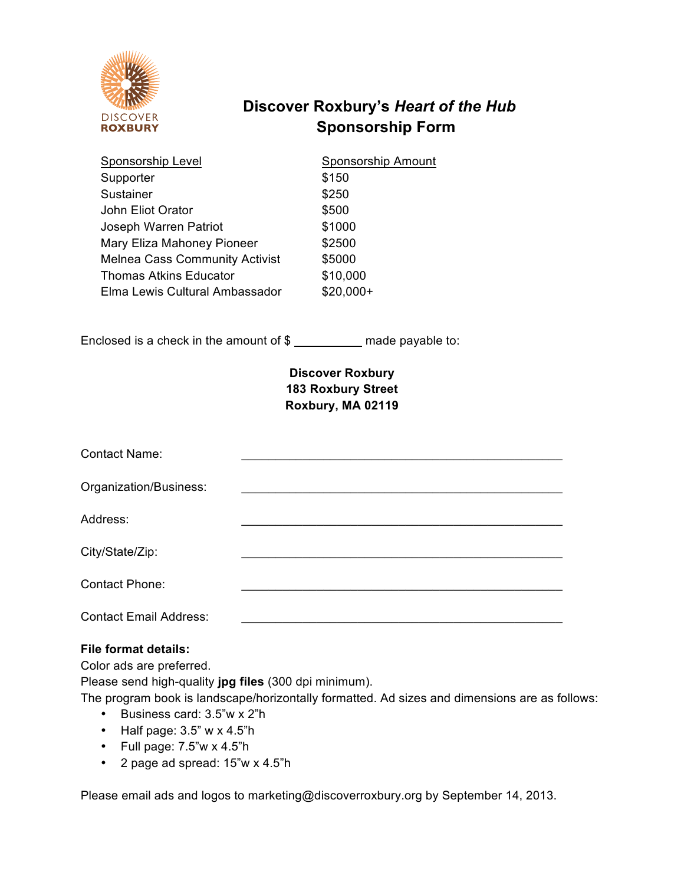DISCOVER
ROXBURY

# Discover Roxbury's *Heart of the Hub* Sponsorship Form

| Sponsorship Level | Sponsorship Amount |
|---|---|
| Supporter | $150 |
| Sustainer | $250 |
| John Eliot Orator | $500 |
| Joseph Warren Patriot | $1000 |
| Mary Eliza Mahoney Pioneer | $2500 |
| Melnea Cass Community Activist | $5000 |
| Thomas Atkins Educator | $10,000 |
| Elma Lewis Cultural Ambassador | $20,000+ |

Enclosed is a check in the amount of $ __________ made payable to:

**Discover Roxbury**
**183 Roxbury Street**
**Roxbury, MA 02119**

Contact Name: ______________________________________________

Organization/Business: ______________________________________________

Address: ______________________________________________

City/State/Zip: ______________________________________________

Contact Phone: ______________________________________________

Contact Email Address: ______________________________________________

**File format details:**
Color ads are preferred.
Please send high-quality **jpg files** (300 dpi minimum).
The program book is landscape/horizontally formatted. Ad sizes and dimensions are as follows:

- Business card: 3.5"w x 2"h
- Half page: 3.5" w x 4.5"h
- Full page: 7.5"w x 4.5"h
- 2 page ad spread: 15"w x 4.5"h

Please email ads and logos to marketing@discoverroxbury.org by September 14, 2013.